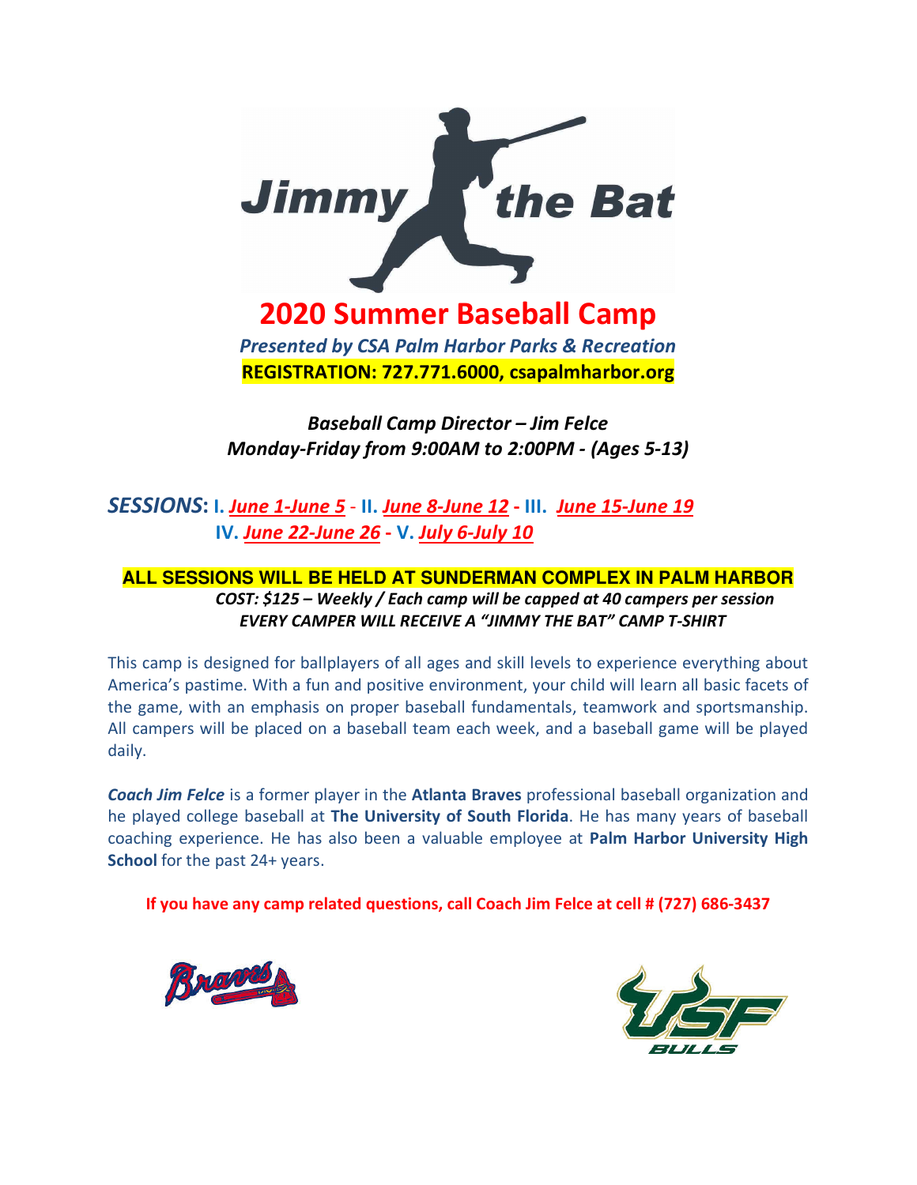# Jimmy the Bat

## 2020 Summer Baseball Camp

*Presented by CSA Palm Harbor Parks & Recreation*

**REGISTRATION: 727.771.6000, csapalmharbor.org**

*Baseball Camp Director – Jim Felce*

*Monday-Friday from 9:00AM to 2:00PM - (Ages 5-13)*

***SESSIONS*: I. *June 1-June 5* - II. *June 8-June 12* - III. *June 15-June 19* IV. *June 22-June 26* - V. *July 6-July 10***

**ALL SESSIONS WILL BE HELD AT SUNDERMAN COMPLEX IN PALM HARBOR**

***COST: $125 – Weekly / Each camp will be capped at 40 campers per session***

***EVERY CAMPER WILL RECEIVE A "JIMMY THE BAT" CAMP T-SHIRT***

This camp is designed for ballplayers of all ages and skill levels to experience everything about America's pastime. With a fun and positive environment, your child will learn all basic facets of the game, with an emphasis on proper baseball fundamentals, teamwork and sportsmanship. All campers will be placed on a baseball team each week, and a baseball game will be played daily.

***Coach Jim Felce*** is a former player in the **Atlanta Braves** professional baseball organization and he played college baseball at **The University of South Florida**. He has many years of baseball coaching experience. He has also been a valuable employee at **Palm Harbor University High School** for the past 24+ years.

**If you have any camp related questions, call Coach Jim Felce at cell # (727) 686-3437**